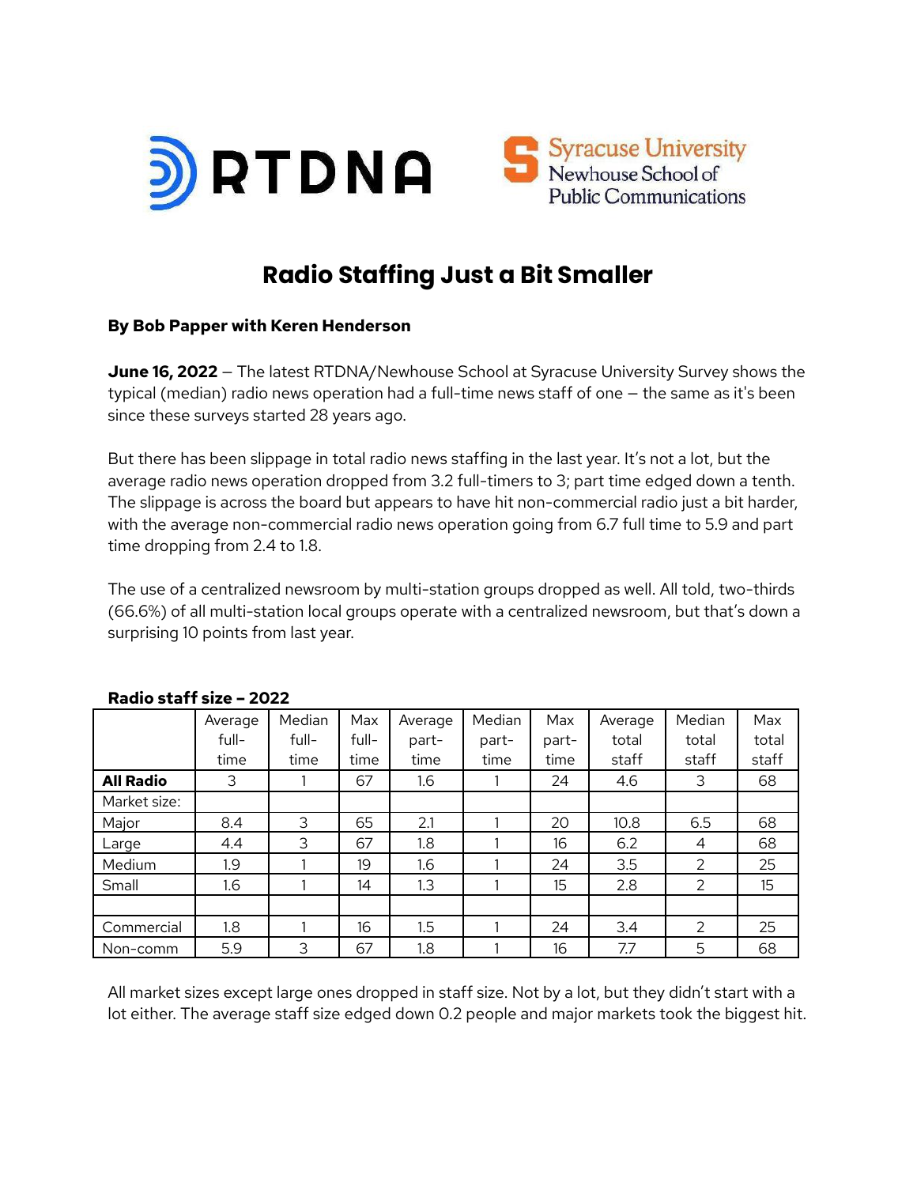# Radio Staffing Just a Bit Smaller

**By Bob Papper with Keren Henderson**

**June 16, 2022** – The latest RTDNA/Newhouse School at Syracuse University Survey shows the typical (median) radio news operation had a full-time news staff of one – the same as it's been since these surveys started 28 years ago.

But there has been slippage in total radio news staffing in the last year. It's not a lot, but the average radio news operation dropped from 3.2 full-timers to 3; part time edged down a tenth. The slippage is across the board but appears to have hit non-commercial radio just a bit harder, with the average non-commercial radio news operation going from 6.7 full time to 5.9 and part time dropping from 2.4 to 1.8.

The use of a centralized newsroom by multi-station groups dropped as well. All told, two-thirds (66.6%) of all multi-station local groups operate with a centralized newsroom, but that's down a surprising 10 points from last year.

**Radio staff size – 2022**

| | Average full-time | Median full-time | Max full-time | Average part-time | Median part-time | Max part-time | Average total staff | Median total staff | Max total staff |
|---|---|---|---|---|---|---|---|---|---|
| **All Radio** | 3 | 1 | 67 | 1.6 | 1 | 24 | 4.6 | 3 | 68 |
| Market size: | | | | | | | | | |
| Major | 8.4 | 3 | 65 | 2.1 | 1 | 20 | 10.8 | 6.5 | 68 |
| Large | 4.4 | 3 | 67 | 1.8 | 1 | 16 | 6.2 | 4 | 68 |
| Medium | 1.9 | 1 | 19 | 1.6 | 1 | 24 | 3.5 | 2 | 25 |
| Small | 1.6 | 1 | 14 | 1.3 | 1 | 15 | 2.8 | 2 | 15 |
| | | | | | | | | | |
| Commercial | 1.8 | 1 | 16 | 1.5 | 1 | 24 | 3.4 | 2 | 25 |
| Non-comm | 5.9 | 3 | 67 | 1.8 | 1 | 16 | 7.7 | 5 | 68 |

All market sizes except large ones dropped in staff size. Not by a lot, but they didn't start with a lot either. The average staff size edged down 0.2 people and major markets took the biggest hit.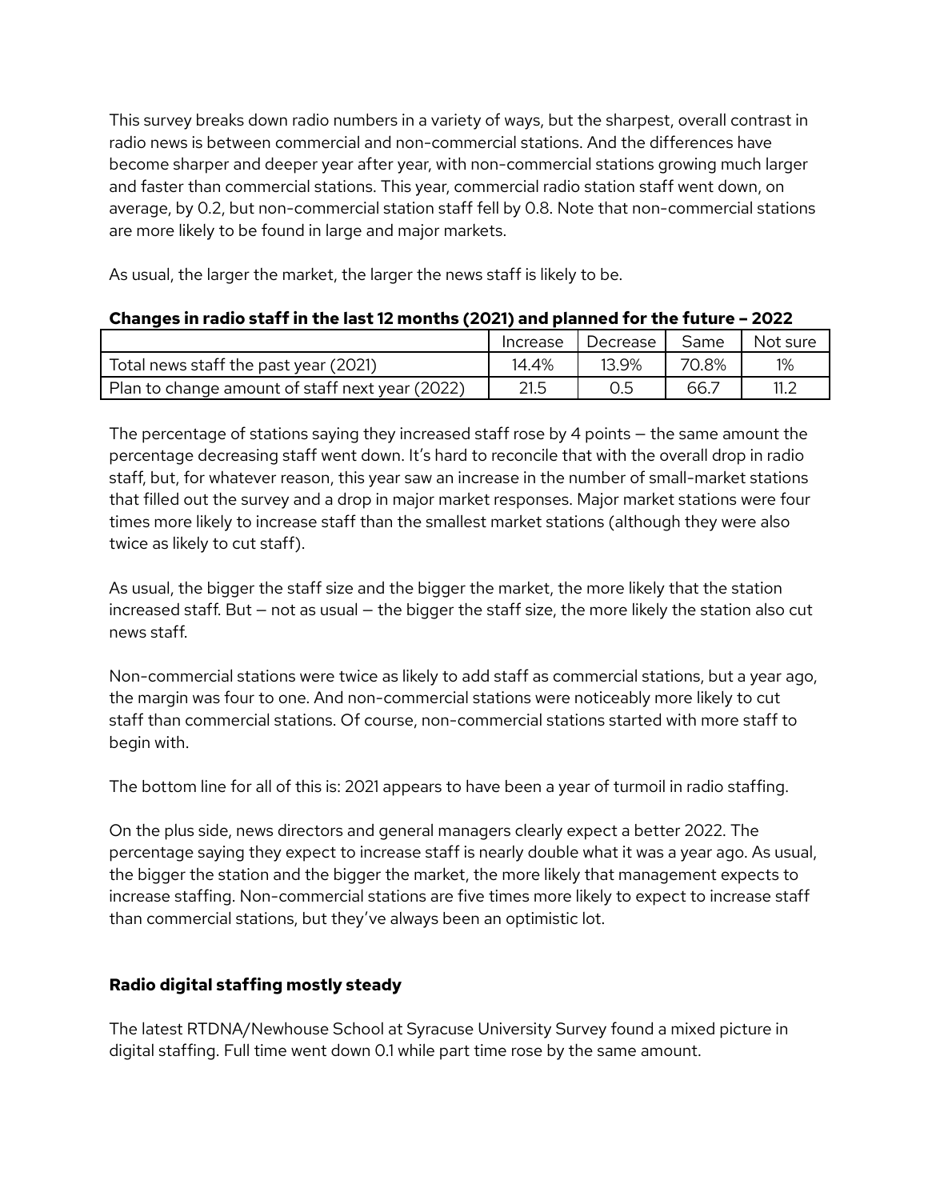This survey breaks down radio numbers in a variety of ways, but the sharpest, overall contrast in radio news is between commercial and non-commercial stations. And the differences have become sharper and deeper year after year, with non-commercial stations growing much larger and faster than commercial stations. This year, commercial radio station staff went down, on average, by 0.2, but non-commercial station staff fell by 0.8. Note that non-commercial stations are more likely to be found in large and major markets.

As usual, the larger the market, the larger the news staff is likely to be.

**Changes in radio staff in the last 12 months (2021) and planned for the future – 2022**

| | Increase | Decrease | Same | Not sure |
|---|---|---|---|---|
| Total news staff the past year (2021) | 14.4% | 13.9% | 70.8% | 1% |
| Plan to change amount of staff next year (2022) | 21.5 | 0.5 | 66.7 | 11.2 |

The percentage of stations saying they increased staff rose by 4 points – the same amount the percentage decreasing staff went down. It's hard to reconcile that with the overall drop in radio staff, but, for whatever reason, this year saw an increase in the number of small-market stations that filled out the survey and a drop in major market responses. Major market stations were four times more likely to increase staff than the smallest market stations (although they were also twice as likely to cut staff).

As usual, the bigger the staff size and the bigger the market, the more likely that the station increased staff. But – not as usual – the bigger the staff size, the more likely the station also cut news staff.

Non-commercial stations were twice as likely to add staff as commercial stations, but a year ago, the margin was four to one. And non-commercial stations were noticeably more likely to cut staff than commercial stations. Of course, non-commercial stations started with more staff to begin with.

The bottom line for all of this is: 2021 appears to have been a year of turmoil in radio staffing.

On the plus side, news directors and general managers clearly expect a better 2022. The percentage saying they expect to increase staff is nearly double what it was a year ago. As usual, the bigger the station and the bigger the market, the more likely that management expects to increase staffing. Non-commercial stations are five times more likely to expect to increase staff than commercial stations, but they've always been an optimistic lot.

**Radio digital staffing mostly steady**

The latest RTDNA/Newhouse School at Syracuse University Survey found a mixed picture in digital staffing. Full time went down 0.1 while part time rose by the same amount.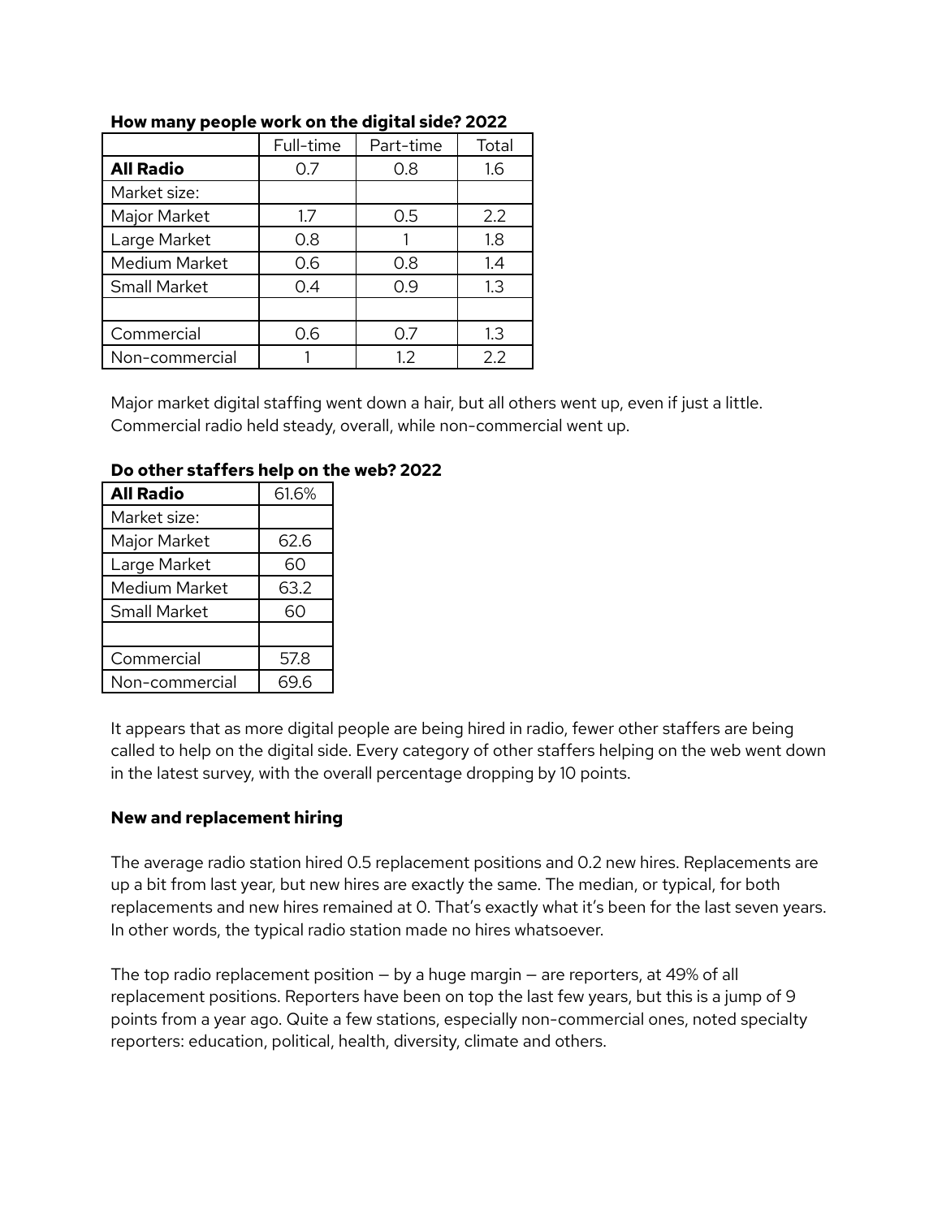**How many people work on the digital side? 2022**

| | Full-time | Part-time | Total |
|---|---|---|---|
| **All Radio** | 0.7 | 0.8 | 1.6 |
| Market size: | | | |
| Major Market | 1.7 | 0.5 | 2.2 |
| Large Market | 0.8 | 1 | 1.8 |
| Medium Market | 0.6 | 0.8 | 1.4 |
| Small Market | 0.4 | 0.9 | 1.3 |
| | | | |
| Commercial | 0.6 | 0.7 | 1.3 |
| Non-commercial | 1 | 1.2 | 2.2 |

Major market digital staffing went down a hair, but all others went up, even if just a little. Commercial radio held steady, overall, while non-commercial went up.

**Do other staffers help on the web? 2022**

| **All Radio** | 61.6% |
|---|---|
| Market size: | |
| Major Market | 62.6 |
| Large Market | 60 |
| Medium Market | 63.2 |
| Small Market | 60 |
| | |
| Commercial | 57.8 |
| Non-commercial | 69.6 |

It appears that as more digital people are being hired in radio, fewer other staffers are being called to help on the digital side. Every category of other staffers helping on the web went down in the latest survey, with the overall percentage dropping by 10 points.

**New and replacement hiring**

The average radio station hired 0.5 replacement positions and 0.2 new hires. Replacements are up a bit from last year, but new hires are exactly the same. The median, or typical, for both replacements and new hires remained at 0. That's exactly what it's been for the last seven years. In other words, the typical radio station made no hires whatsoever.

The top radio replacement position – by a huge margin – are reporters, at 49% of all replacement positions. Reporters have been on top the last few years, but this is a jump of 9 points from a year ago. Quite a few stations, especially non-commercial ones, noted specialty reporters: education, political, health, diversity, climate and others.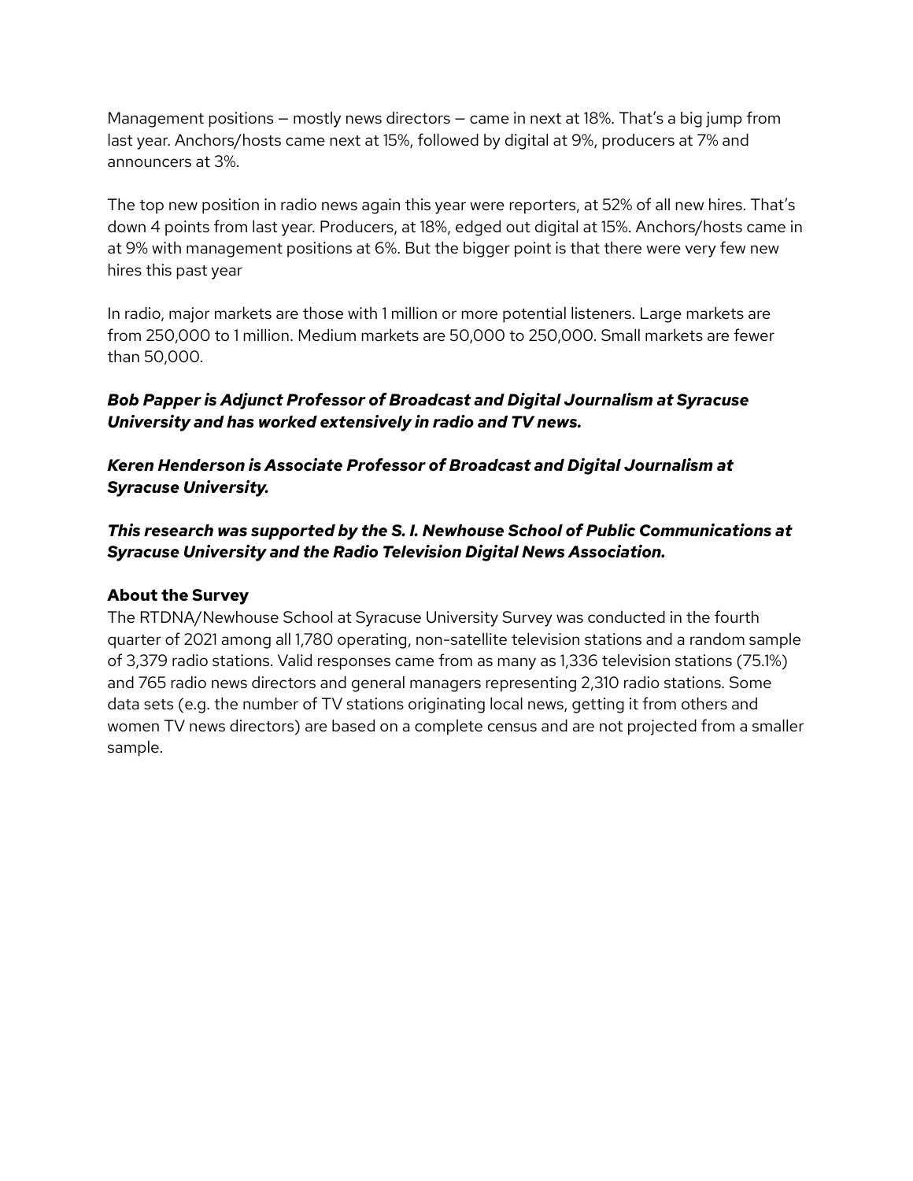Management positions — mostly news directors — came in next at 18%. That's a big jump from last year. Anchors/hosts came next at 15%, followed by digital at 9%, producers at 7% and announcers at 3%.

The top new position in radio news again this year were reporters, at 52% of all new hires. That's down 4 points from last year. Producers, at 18%, edged out digital at 15%. Anchors/hosts came in at 9% with management positions at 6%. But the bigger point is that there were very few new hires this past year

In radio, major markets are those with 1 million or more potential listeners. Large markets are from 250,000 to 1 million. Medium markets are 50,000 to 250,000. Small markets are fewer than 50,000.

***Bob Papper is Adjunct Professor of Broadcast and Digital Journalism at Syracuse University and has worked extensively in radio and TV news.***

***Keren Henderson is Associate Professor of Broadcast and Digital Journalism at Syracuse University.***

***This research was supported by the S. I. Newhouse School of Public Communications at Syracuse University and the Radio Television Digital News Association.***

**About the Survey**

The RTDNA/Newhouse School at Syracuse University Survey was conducted in the fourth quarter of 2021 among all 1,780 operating, non-satellite television stations and a random sample of 3,379 radio stations. Valid responses came from as many as 1,336 television stations (75.1%) and 765 radio news directors and general managers representing 2,310 radio stations. Some data sets (e.g. the number of TV stations originating local news, getting it from others and women TV news directors) are based on a complete census and are not projected from a smaller sample.